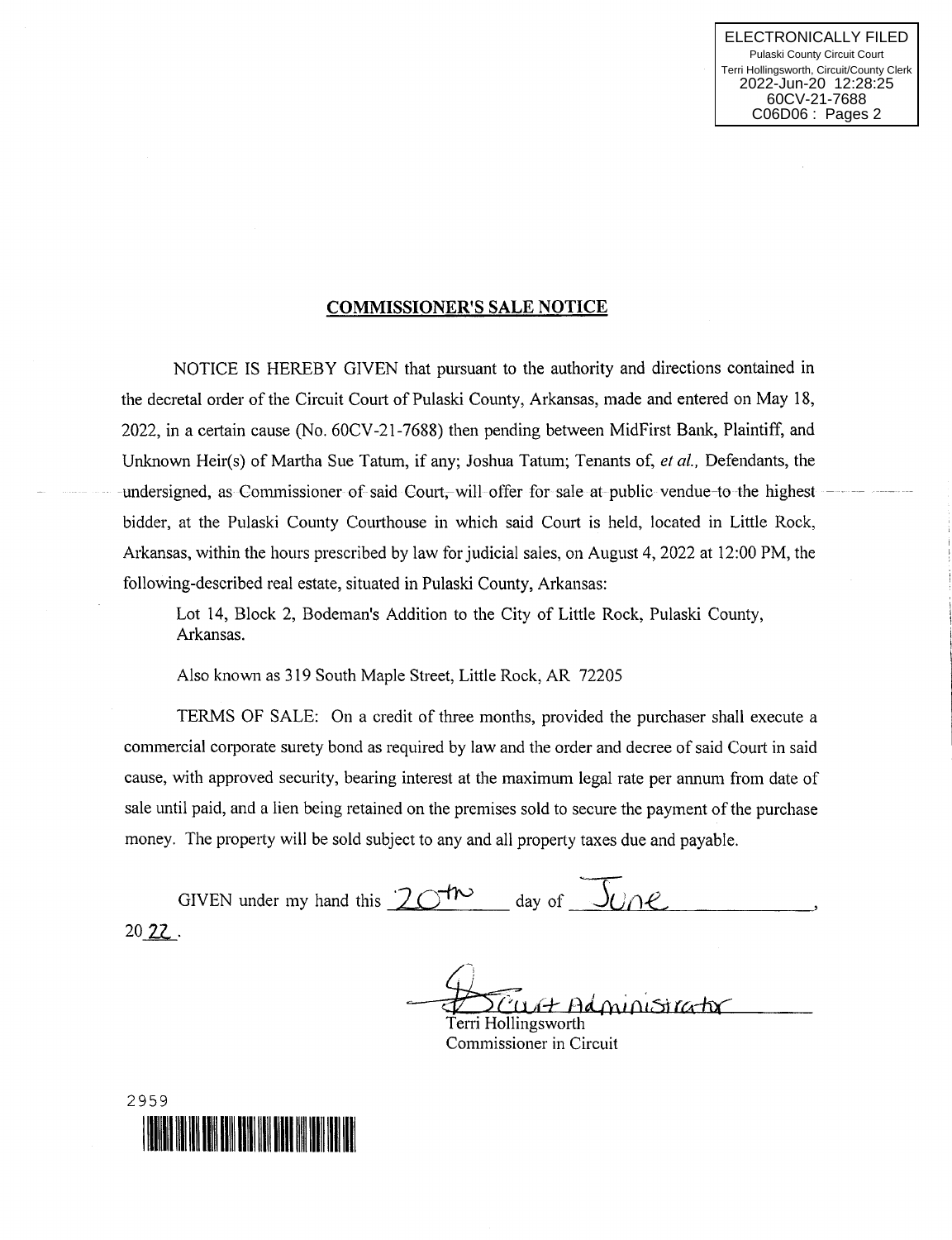ELECTRONICALLY FILED
Pulaski County Circuit Court
Terri Hollingsworth, Circuit/County Clerk
2022-Jun-20 12:28:25
60CV-21-7688
C06D06 : Pages 2

## COMMISSIONER'S SALE NOTICE

NOTICE IS HEREBY GIVEN that pursuant to the authority and directions contained in the decretal order of the Circuit Court of Pulaski County, Arkansas, made and entered on May 18, 2022, in a certain cause (No. 60CV-21-7688) then pending between MidFirst Bank, Plaintiff, and Unknown Heir(s) of Martha Sue Tatum, if any; Joshua Tatum; Tenants of, *et al.,* Defendants, the undersigned, as Commissioner of said Court, will offer for sale at public vendue to the highest bidder, at the Pulaski County Courthouse in which said Court is held, located in Little Rock, Arkansas, within the hours prescribed by law for judicial sales, on August 4, 2022 at 12:00 PM, the following-described real estate, situated in Pulaski County, Arkansas:

> Lot 14, Block 2, Bodeman's Addition to the City of Little Rock, Pulaski County, Arkansas.
>
> Also known as 319 South Maple Street, Little Rock, AR 72205

TERMS OF SALE: On a credit of three months, provided the purchaser shall execute a commercial corporate surety bond as required by law and the order and decree of said Court in said cause, with approved security, bearing interest at the maximum legal rate per annum from date of sale until paid, and a lien being retained on the premises sold to secure the payment of the purchase money. The property will be sold subject to any and all property taxes due and payable.

GIVEN under my hand this 20th day of June, 2022.

Court Administrator
Terri Hollingsworth
Commissioner in Circuit

2959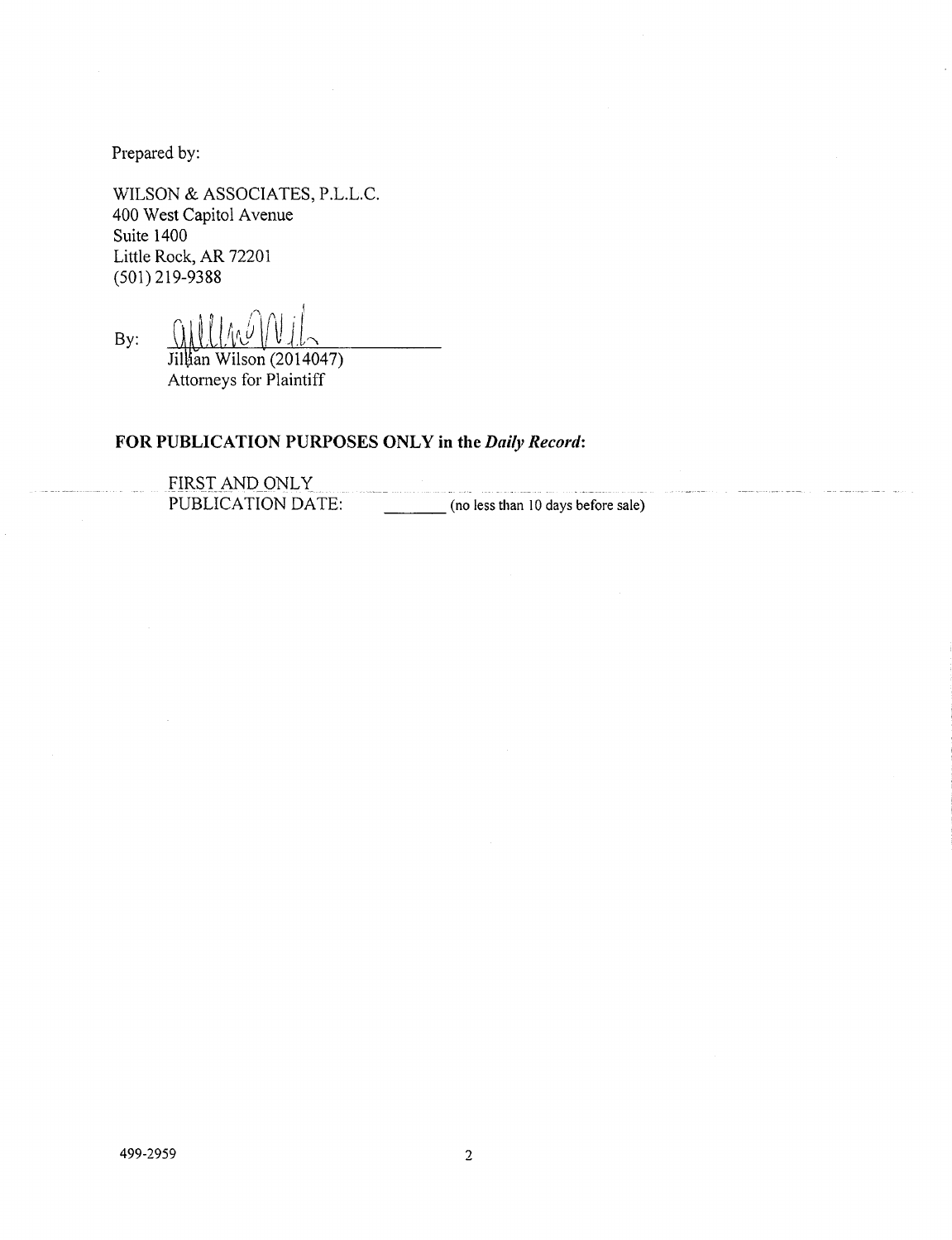Prepared by:

WILSON & ASSOCIATES, P.L.L.C.
400 West Capitol Avenue
Suite 1400
Little Rock, AR 72201
(501) 219-9388

By: ______________________
Jillian Wilson (2014047)
Attorneys for Plaintiff

**FOR PUBLICATION PURPOSES ONLY in the *Daily Record*:**

FIRST AND ONLY
PUBLICATION DATE: _______ (no less than 10 days before sale)

499-2959